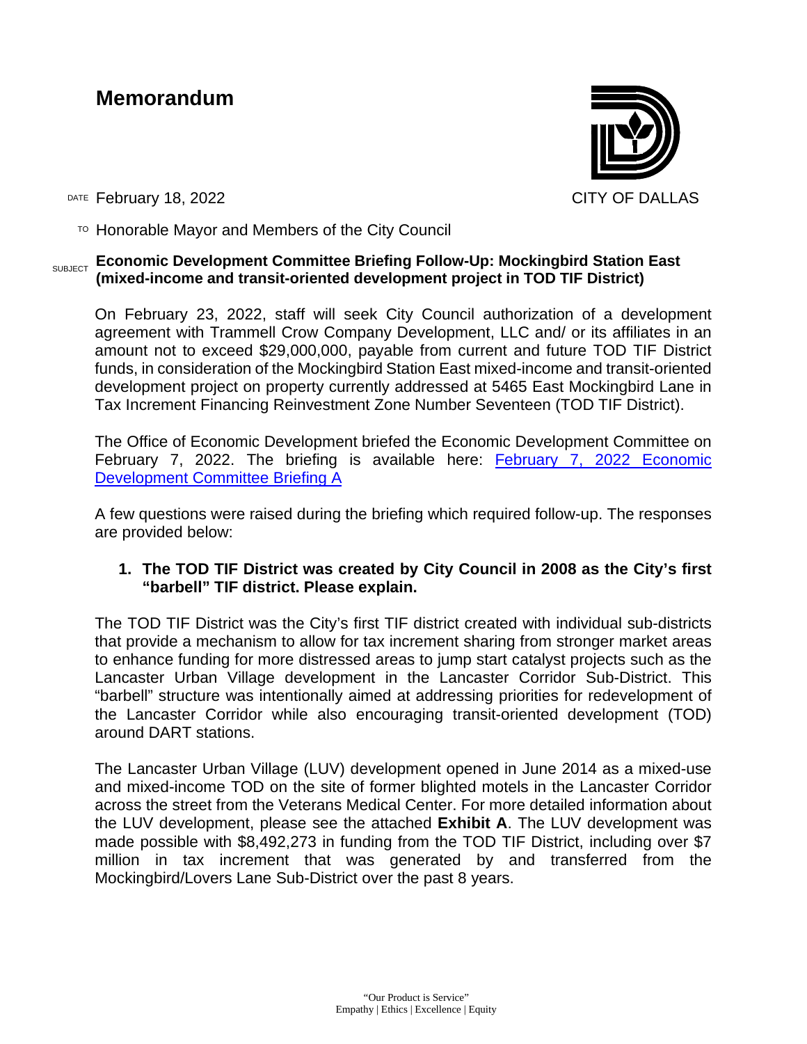# Memorandum

CITY OF DALLAS

DATE February 18, 2022

TO Honorable Mayor and Members of the City Council

SUBJECT **Economic Development Committee Briefing Follow-Up: Mockingbird Station East (mixed-income and transit-oriented development project in TOD TIF District)**

On February 23, 2022, staff will seek City Council authorization of a development agreement with Trammell Crow Company Development, LLC and/ or its affiliates in an amount not to exceed $29,000,000, payable from current and future TOD TIF District funds, in consideration of the Mockingbird Station East mixed-income and transit-oriented development project on property currently addressed at 5465 East Mockingbird Lane in Tax Increment Financing Reinvestment Zone Number Seventeen (TOD TIF District).

The Office of Economic Development briefed the Economic Development Committee on February 7, 2022. The briefing is available here: [February 7, 2022 Economic Development Committee Briefing A]

A few questions were raised during the briefing which required follow-up. The responses are provided below:

1. **The TOD TIF District was created by City Council in 2008 as the City's first "barbell" TIF district. Please explain.**

The TOD TIF District was the City's first TIF district created with individual sub-districts that provide a mechanism to allow for tax increment sharing from stronger market areas to enhance funding for more distressed areas to jump start catalyst projects such as the Lancaster Urban Village development in the Lancaster Corridor Sub-District. This "barbell" structure was intentionally aimed at addressing priorities for redevelopment of the Lancaster Corridor while also encouraging transit-oriented development (TOD) around DART stations.

The Lancaster Urban Village (LUV) development opened in June 2014 as a mixed-use and mixed-income TOD on the site of former blighted motels in the Lancaster Corridor across the street from the Veterans Medical Center. For more detailed information about the LUV development, please see the attached **Exhibit A**. The LUV development was made possible with $8,492,273 in funding from the TOD TIF District, including over $7 million in tax increment that was generated by and transferred from the Mockingbird/Lovers Lane Sub-District over the past 8 years.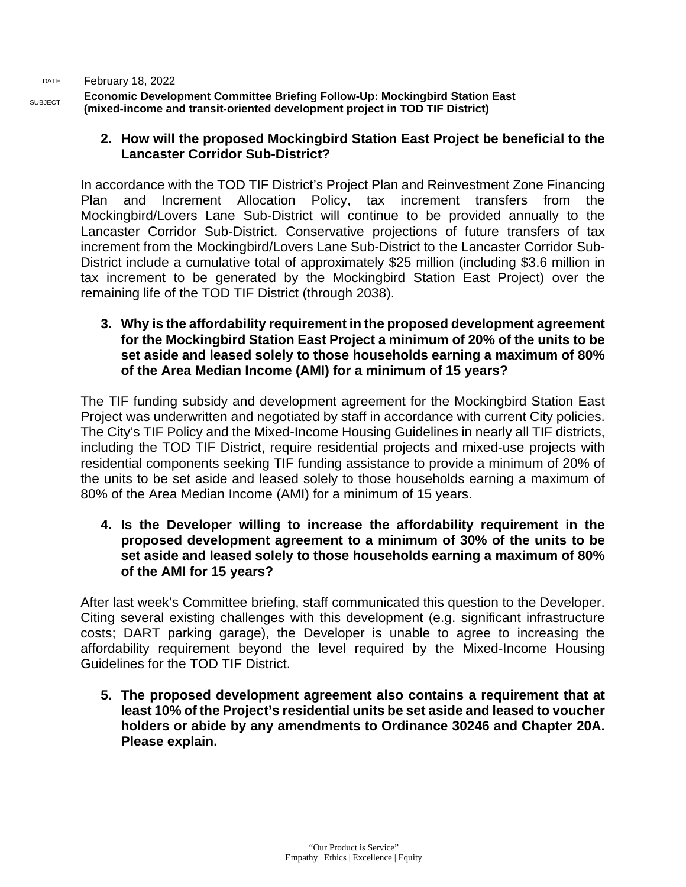2. **How will the proposed Mockingbird Station East Project be beneficial to the Lancaster Corridor Sub-District?**

In accordance with the TOD TIF District's Project Plan and Reinvestment Zone Financing Plan and Increment Allocation Policy, tax increment transfers from the Mockingbird/Lovers Lane Sub-District will continue to be provided annually to the Lancaster Corridor Sub-District. Conservative projections of future transfers of tax increment from the Mockingbird/Lovers Lane Sub-District to the Lancaster Corridor Sub-District include a cumulative total of approximately $25 million (including $3.6 million in tax increment to be generated by the Mockingbird Station East Project) over the remaining life of the TOD TIF District (through 2038).

3. **Why is the affordability requirement in the proposed development agreement for the Mockingbird Station East Project a minimum of 20% of the units to be set aside and leased solely to those households earning a maximum of 80% of the Area Median Income (AMI) for a minimum of 15 years?**

The TIF funding subsidy and development agreement for the Mockingbird Station East Project was underwritten and negotiated by staff in accordance with current City policies. The City's TIF Policy and the Mixed-Income Housing Guidelines in nearly all TIF districts, including the TOD TIF District, require residential projects and mixed-use projects with residential components seeking TIF funding assistance to provide a minimum of 20% of the units to be set aside and leased solely to those households earning a maximum of 80% of the Area Median Income (AMI) for a minimum of 15 years.

4. **Is the Developer willing to increase the affordability requirement in the proposed development agreement to a minimum of 30% of the units to be set aside and leased solely to those households earning a maximum of 80% of the AMI for 15 years?**

After last week's Committee briefing, staff communicated this question to the Developer. Citing several existing challenges with this development (e.g. significant infrastructure costs; DART parking garage), the Developer is unable to agree to increasing the affordability requirement beyond the level required by the Mixed-Income Housing Guidelines for the TOD TIF District.

5. **The proposed development agreement also contains a requirement that at least 10% of the Project's residential units be set aside and leased to voucher holders or abide by any amendments to Ordinance 30246 and Chapter 20A. Please explain.**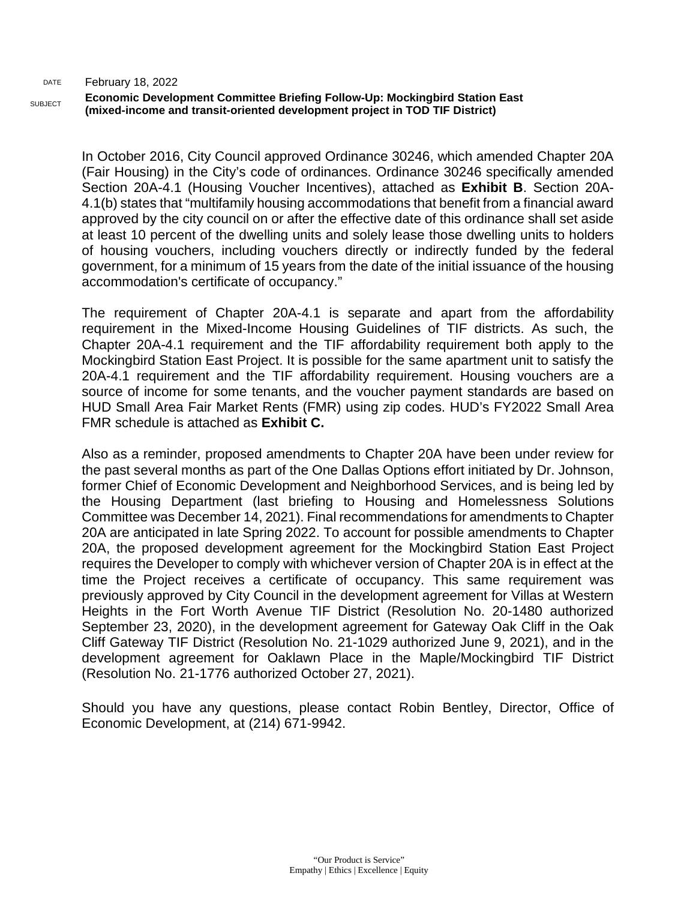DATE February 18, 2022

SUBJECT **Economic Development Committee Briefing Follow-Up: Mockingbird Station East (mixed-income and transit-oriented development project in TOD TIF District)**

In October 2016, City Council approved Ordinance 30246, which amended Chapter 20A (Fair Housing) in the City's code of ordinances. Ordinance 30246 specifically amended Section 20A-4.1 (Housing Voucher Incentives), attached as **Exhibit B**. Section 20A-4.1(b) states that "multifamily housing accommodations that benefit from a financial award approved by the city council on or after the effective date of this ordinance shall set aside at least 10 percent of the dwelling units and solely lease those dwelling units to holders of housing vouchers, including vouchers directly or indirectly funded by the federal government, for a minimum of 15 years from the date of the initial issuance of the housing accommodation's certificate of occupancy."

The requirement of Chapter 20A-4.1 is separate and apart from the affordability requirement in the Mixed-Income Housing Guidelines of TIF districts. As such, the Chapter 20A-4.1 requirement and the TIF affordability requirement both apply to the Mockingbird Station East Project. It is possible for the same apartment unit to satisfy the 20A-4.1 requirement and the TIF affordability requirement. Housing vouchers are a source of income for some tenants, and the voucher payment standards are based on HUD Small Area Fair Market Rents (FMR) using zip codes. HUD's FY2022 Small Area FMR schedule is attached as **Exhibit C.**

Also as a reminder, proposed amendments to Chapter 20A have been under review for the past several months as part of the One Dallas Options effort initiated by Dr. Johnson, former Chief of Economic Development and Neighborhood Services, and is being led by the Housing Department (last briefing to Housing and Homelessness Solutions Committee was December 14, 2021). Final recommendations for amendments to Chapter 20A are anticipated in late Spring 2022. To account for possible amendments to Chapter 20A, the proposed development agreement for the Mockingbird Station East Project requires the Developer to comply with whichever version of Chapter 20A is in effect at the time the Project receives a certificate of occupancy. This same requirement was previously approved by City Council in the development agreement for Villas at Western Heights in the Fort Worth Avenue TIF District (Resolution No. 20-1480 authorized September 23, 2020), in the development agreement for Gateway Oak Cliff in the Oak Cliff Gateway TIF District (Resolution No. 21-1029 authorized June 9, 2021), and in the development agreement for Oaklawn Place in the Maple/Mockingbird TIF District (Resolution No. 21-1776 authorized October 27, 2021).

Should you have any questions, please contact Robin Bentley, Director, Office of Economic Development, at (214) 671-9942.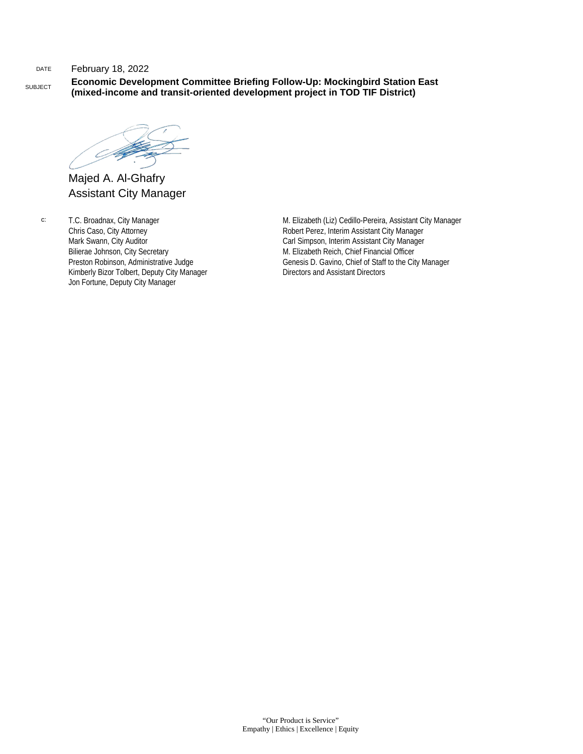DATE February 18, 2022

SUBJECT **Economic Development Committee Briefing Follow-Up: Mockingbird Station East (mixed-income and transit-oriented development project in TOD TIF District)**

Majed A. Al-Ghafry
Assistant City Manager

c:
T.C. Broadnax, City Manager
Chris Caso, City Attorney
Mark Swann, City Auditor
Bilierae Johnson, City Secretary
Preston Robinson, Administrative Judge
Kimberly Bizor Tolbert, Deputy City Manager
Jon Fortune, Deputy City Manager
M. Elizabeth (Liz) Cedillo-Pereira, Assistant City Manager
Robert Perez, Interim Assistant City Manager
Carl Simpson, Interim Assistant City Manager
M. Elizabeth Reich, Chief Financial Officer
Genesis D. Gavino, Chief of Staff to the City Manager
Directors and Assistant Directors

"Our Product is Service"
Empathy | Ethics | Excellence | Equity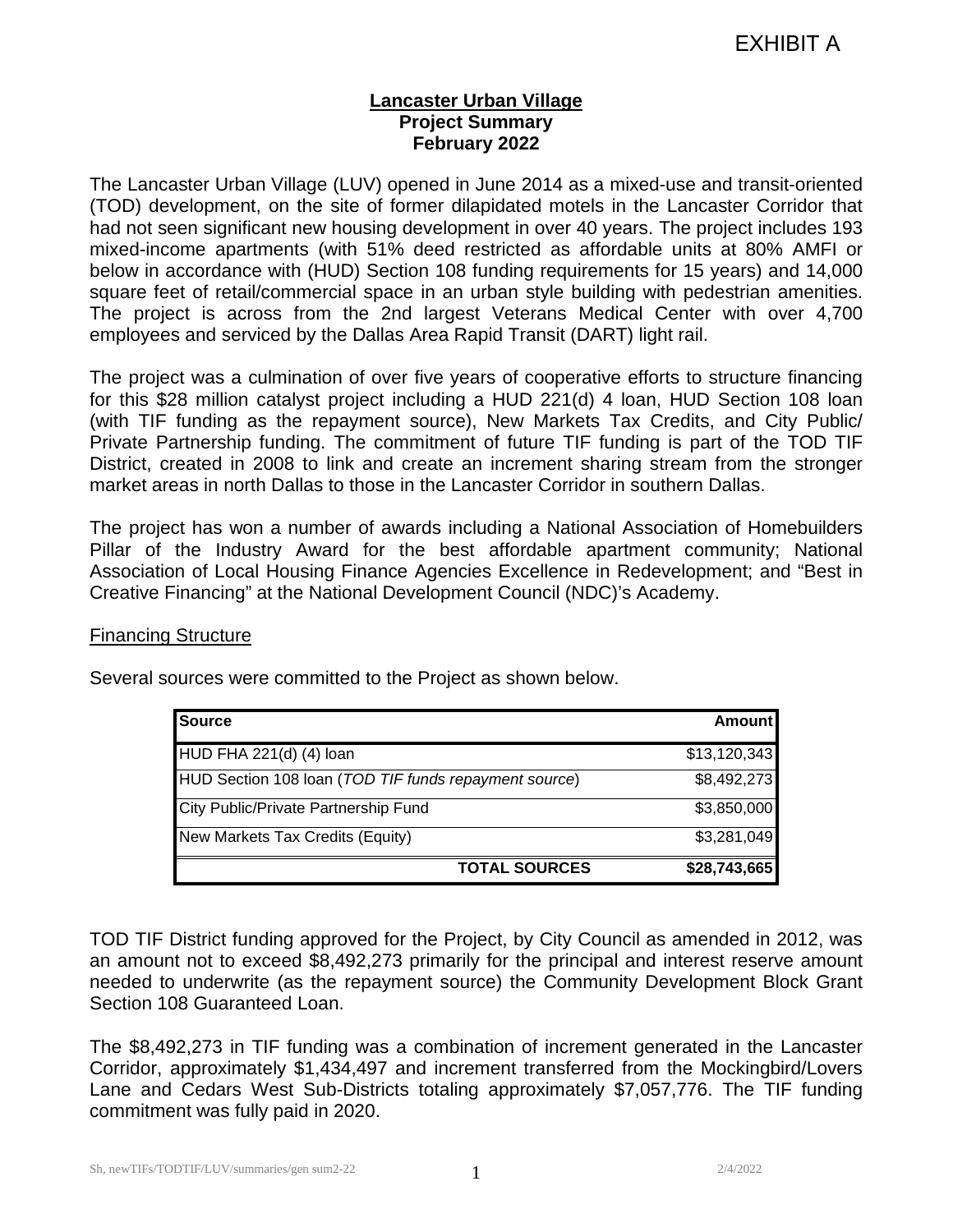EXHIBIT A

**Lancaster Urban Village**
**Project Summary**
**February 2022**

The Lancaster Urban Village (LUV) opened in June 2014 as a mixed-use and transit-oriented (TOD) development, on the site of former dilapidated motels in the Lancaster Corridor that had not seen significant new housing development in over 40 years. The project includes 193 mixed-income apartments (with 51% deed restricted as affordable units at 80% AMFI or below in accordance with (HUD) Section 108 funding requirements for 15 years) and 14,000 square feet of retail/commercial space in an urban style building with pedestrian amenities. The project is across from the 2nd largest Veterans Medical Center with over 4,700 employees and serviced by the Dallas Area Rapid Transit (DART) light rail.

The project was a culmination of over five years of cooperative efforts to structure financing for this $28 million catalyst project including a HUD 221(d) 4 loan, HUD Section 108 loan (with TIF funding as the repayment source), New Markets Tax Credits, and City Public/ Private Partnership funding. The commitment of future TIF funding is part of the TOD TIF District, created in 2008 to link and create an increment sharing stream from the stronger market areas in north Dallas to those in the Lancaster Corridor in southern Dallas.

The project has won a number of awards including a National Association of Homebuilders Pillar of the Industry Award for the best affordable apartment community; National Association of Local Housing Finance Agencies Excellence in Redevelopment; and "Best in Creative Financing" at the National Development Council (NDC)'s Academy.

Financing Structure

Several sources were committed to the Project as shown below.

| Source | Amount |
|---|---|
| HUD FHA 221(d) (4) loan | $13,120,343 |
| HUD Section 108 loan (*TOD TIF funds repayment source*) | $8,492,273 |
| City Public/Private Partnership Fund | $3,850,000 |
| New Markets Tax Credits (Equity) | $3,281,049 |
| **TOTAL SOURCES** | **$28,743,665** |

TOD TIF District funding approved for the Project, by City Council as amended in 2012, was an amount not to exceed $8,492,273 primarily for the principal and interest reserve amount needed to underwrite (as the repayment source) the Community Development Block Grant Section 108 Guaranteed Loan.

The $8,492,273 in TIF funding was a combination of increment generated in the Lancaster Corridor, approximately $1,434,497 and increment transferred from the Mockingbird/Lovers Lane and Cedars West Sub-Districts totaling approximately $7,057,776. The TIF funding commitment was fully paid in 2020.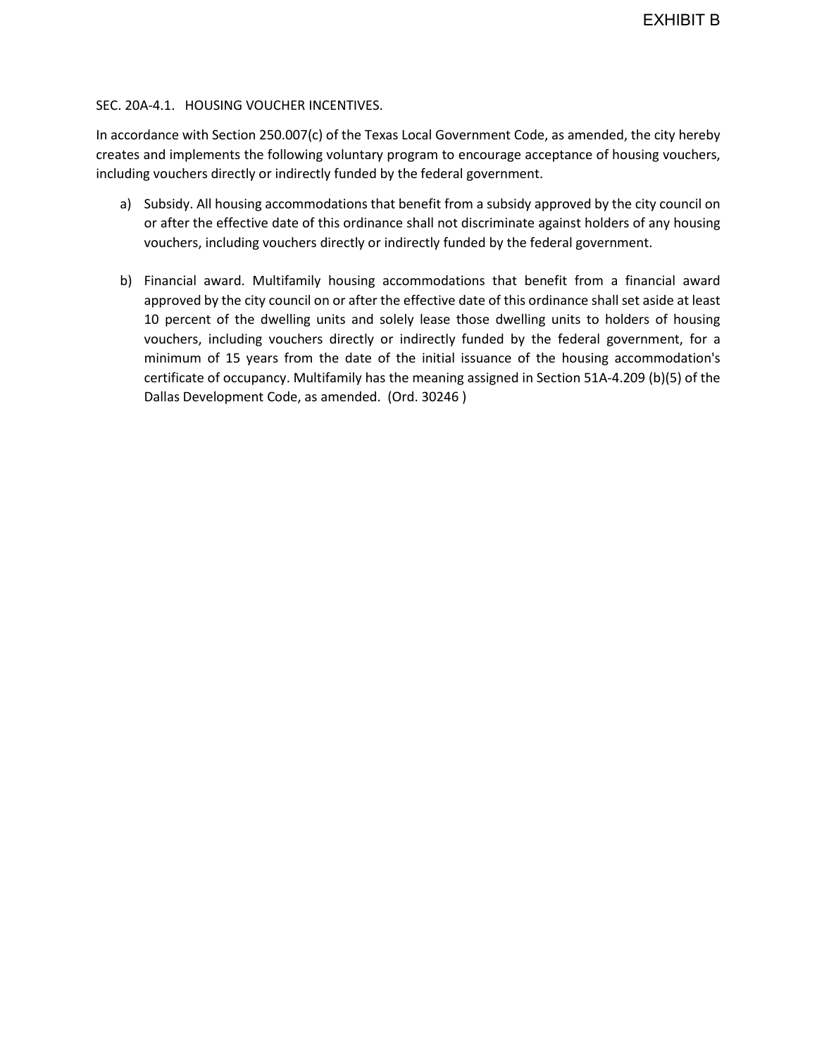EXHIBIT B

SEC. 20A-4.1. HOUSING VOUCHER INCENTIVES.

In accordance with Section 250.007(c) of the Texas Local Government Code, as amended, the city hereby creates and implements the following voluntary program to encourage acceptance of housing vouchers, including vouchers directly or indirectly funded by the federal government.

a) Subsidy. All housing accommodations that benefit from a subsidy approved by the city council on or after the effective date of this ordinance shall not discriminate against holders of any housing vouchers, including vouchers directly or indirectly funded by the federal government.

b) Financial award. Multifamily housing accommodations that benefit from a financial award approved by the city council on or after the effective date of this ordinance shall set aside at least 10 percent of the dwelling units and solely lease those dwelling units to holders of housing vouchers, including vouchers directly or indirectly funded by the federal government, for a minimum of 15 years from the date of the initial issuance of the housing accommodation's certificate of occupancy. Multifamily has the meaning assigned in Section 51A-4.209 (b)(5) of the Dallas Development Code, as amended. (Ord. 30246 )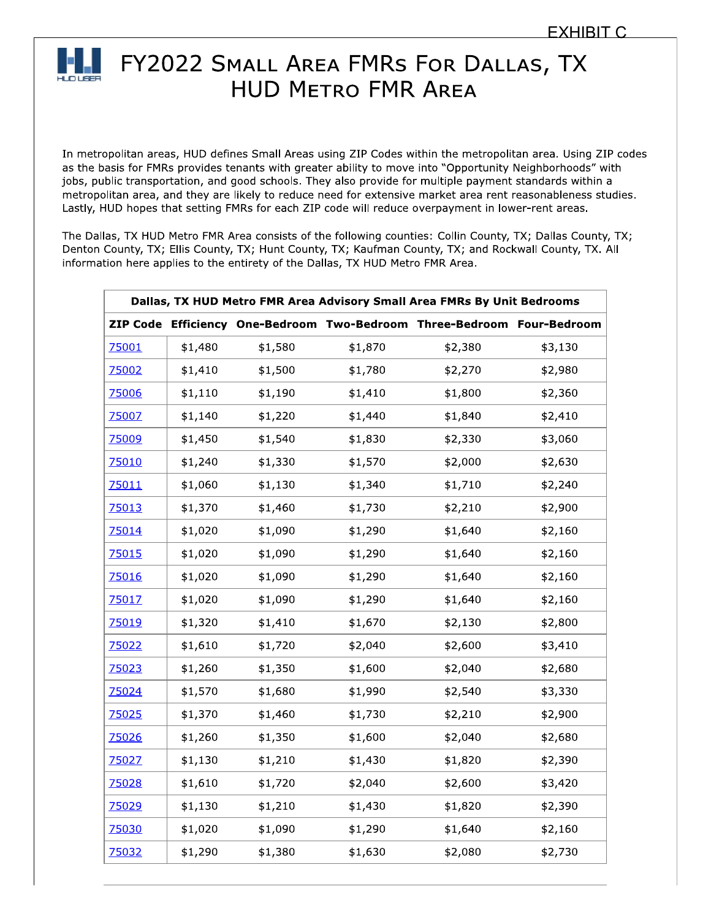EXHIBIT C

# FY2022 Small Area FMRs For Dallas, TX HUD Metro FMR Area

In metropolitan areas, HUD defines Small Areas using ZIP Codes within the metropolitan area. Using ZIP codes as the basis for FMRs provides tenants with greater ability to move into "Opportunity Neighborhoods" with jobs, public transportation, and good schools. They also provide for multiple payment standards within a metropolitan area, and they are likely to reduce need for extensive market area rent reasonableness studies. Lastly, HUD hopes that setting FMRs for each ZIP code will reduce overpayment in lower-rent areas.

The Dallas, TX HUD Metro FMR Area consists of the following counties: Collin County, TX; Dallas County, TX; Denton County, TX; Ellis County, TX; Hunt County, TX; Kaufman County, TX; and Rockwall County, TX. All information here applies to the entirety of the Dallas, TX HUD Metro FMR Area.

| Dallas, TX HUD Metro FMR Area Advisory Small Area FMRs By Unit Bedrooms | | | | | |
|---|---|---|---|---|---|
| **ZIP Code** | **Efficiency** | **One-Bedroom** | **Two-Bedroom** | **Three-Bedroom** | **Four-Bedroom** |
| 75001 | $1,480 | $1,580 | $1,870 | $2,380 | $3,130 |
| 75002 | $1,410 | $1,500 | $1,780 | $2,270 | $2,980 |
| 75006 | $1,110 | $1,190 | $1,410 | $1,800 | $2,360 |
| 75007 | $1,140 | $1,220 | $1,440 | $1,840 | $2,410 |
| 75009 | $1,450 | $1,540 | $1,830 | $2,330 | $3,060 |
| 75010 | $1,240 | $1,330 | $1,570 | $2,000 | $2,630 |
| 75011 | $1,060 | $1,130 | $1,340 | $1,710 | $2,240 |
| 75013 | $1,370 | $1,460 | $1,730 | $2,210 | $2,900 |
| 75014 | $1,020 | $1,090 | $1,290 | $1,640 | $2,160 |
| 75015 | $1,020 | $1,090 | $1,290 | $1,640 | $2,160 |
| 75016 | $1,020 | $1,090 | $1,290 | $1,640 | $2,160 |
| 75017 | $1,020 | $1,090 | $1,290 | $1,640 | $2,160 |
| 75019 | $1,320 | $1,410 | $1,670 | $2,130 | $2,800 |
| 75022 | $1,610 | $1,720 | $2,040 | $2,600 | $3,410 |
| 75023 | $1,260 | $1,350 | $1,600 | $2,040 | $2,680 |
| 75024 | $1,570 | $1,680 | $1,990 | $2,540 | $3,330 |
| 75025 | $1,370 | $1,460 | $1,730 | $2,210 | $2,900 |
| 75026 | $1,260 | $1,350 | $1,600 | $2,040 | $2,680 |
| 75027 | $1,130 | $1,210 | $1,430 | $1,820 | $2,390 |
| 75028 | $1,610 | $1,720 | $2,040 | $2,600 | $3,420 |
| 75029 | $1,130 | $1,210 | $1,430 | $1,820 | $2,390 |
| 75030 | $1,020 | $1,090 | $1,290 | $1,640 | $2,160 |
| 75032 | $1,290 | $1,380 | $1,630 | $2,080 | $2,730 |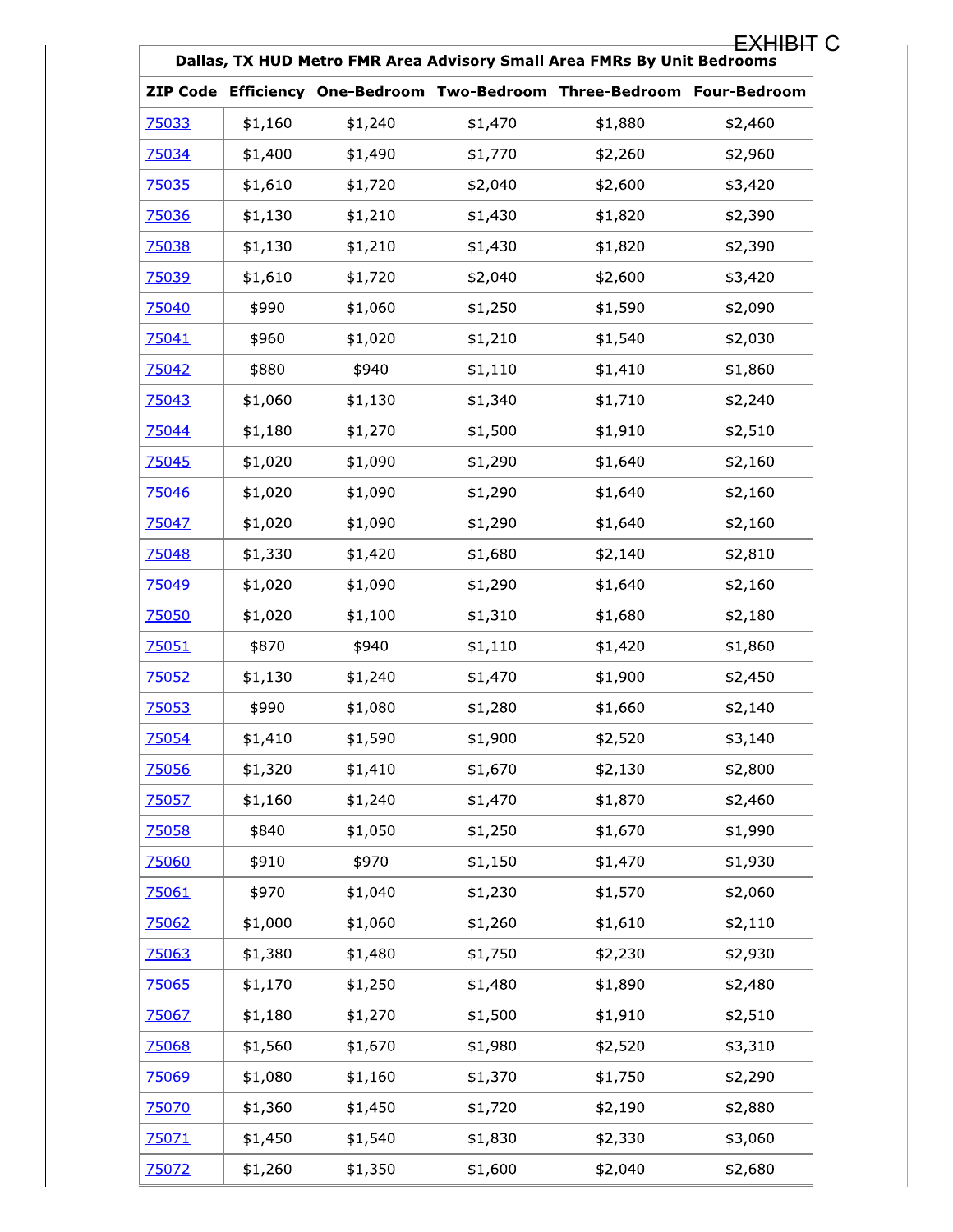EXHIBIT C

| Dallas, TX HUD Metro FMR Area Advisory Small Area FMRs By Unit Bedrooms | | | | | |
|---|---|---|---|---|---|
| ZIP Code | Efficiency | One-Bedroom | Two-Bedroom | Three-Bedroom | Four-Bedroom |
| 75033 | $1,160 | $1,240 | $1,470 | $1,880 | $2,460 |
| 75034 | $1,400 | $1,490 | $1,770 | $2,260 | $2,960 |
| 75035 | $1,610 | $1,720 | $2,040 | $2,600 | $3,420 |
| 75036 | $1,130 | $1,210 | $1,430 | $1,820 | $2,390 |
| 75038 | $1,130 | $1,210 | $1,430 | $1,820 | $2,390 |
| 75039 | $1,610 | $1,720 | $2,040 | $2,600 | $3,420 |
| 75040 | $990 | $1,060 | $1,250 | $1,590 | $2,090 |
| 75041 | $960 | $1,020 | $1,210 | $1,540 | $2,030 |
| 75042 | $880 | $940 | $1,110 | $1,410 | $1,860 |
| 75043 | $1,060 | $1,130 | $1,340 | $1,710 | $2,240 |
| 75044 | $1,180 | $1,270 | $1,500 | $1,910 | $2,510 |
| 75045 | $1,020 | $1,090 | $1,290 | $1,640 | $2,160 |
| 75046 | $1,020 | $1,090 | $1,290 | $1,640 | $2,160 |
| 75047 | $1,020 | $1,090 | $1,290 | $1,640 | $2,160 |
| 75048 | $1,330 | $1,420 | $1,680 | $2,140 | $2,810 |
| 75049 | $1,020 | $1,090 | $1,290 | $1,640 | $2,160 |
| 75050 | $1,020 | $1,100 | $1,310 | $1,680 | $2,180 |
| 75051 | $870 | $940 | $1,110 | $1,420 | $1,860 |
| 75052 | $1,130 | $1,240 | $1,470 | $1,900 | $2,450 |
| 75053 | $990 | $1,080 | $1,280 | $1,660 | $2,140 |
| 75054 | $1,410 | $1,590 | $1,900 | $2,520 | $3,140 |
| 75056 | $1,320 | $1,410 | $1,670 | $2,130 | $2,800 |
| 75057 | $1,160 | $1,240 | $1,470 | $1,870 | $2,460 |
| 75058 | $840 | $1,050 | $1,250 | $1,670 | $1,990 |
| 75060 | $910 | $970 | $1,150 | $1,470 | $1,930 |
| 75061 | $970 | $1,040 | $1,230 | $1,570 | $2,060 |
| 75062 | $1,000 | $1,060 | $1,260 | $1,610 | $2,110 |
| 75063 | $1,380 | $1,480 | $1,750 | $2,230 | $2,930 |
| 75065 | $1,170 | $1,250 | $1,480 | $1,890 | $2,480 |
| 75067 | $1,180 | $1,270 | $1,500 | $1,910 | $2,510 |
| 75068 | $1,560 | $1,670 | $1,980 | $2,520 | $3,310 |
| 75069 | $1,080 | $1,160 | $1,370 | $1,750 | $2,290 |
| 75070 | $1,360 | $1,450 | $1,720 | $2,190 | $2,880 |
| 75071 | $1,450 | $1,540 | $1,830 | $2,330 | $3,060 |
| 75072 | $1,260 | $1,350 | $1,600 | $2,040 | $2,680 |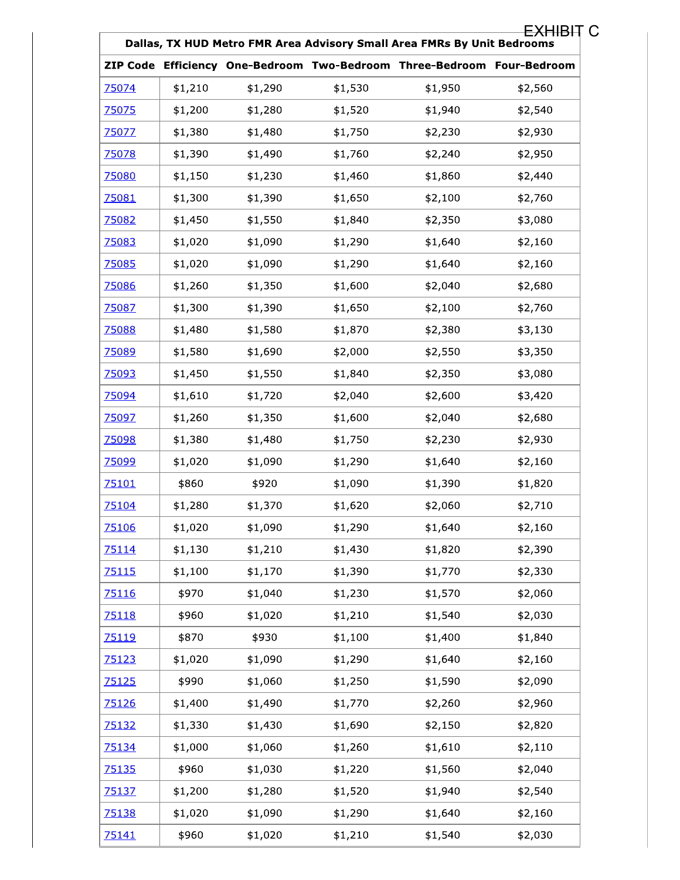EXHIBIT C

| Dallas, TX HUD Metro FMR Area Advisory Small Area FMRs By Unit Bedrooms | | | | | |
|---|---|---|---|---|---|
| ZIP Code | Efficiency | One-Bedroom | Two-Bedroom | Three-Bedroom | Four-Bedroom |
| 75074 | $1,210 | $1,290 | $1,530 | $1,950 | $2,560 |
| 75075 | $1,200 | $1,280 | $1,520 | $1,940 | $2,540 |
| 75077 | $1,380 | $1,480 | $1,750 | $2,230 | $2,930 |
| 75078 | $1,390 | $1,490 | $1,760 | $2,240 | $2,950 |
| 75080 | $1,150 | $1,230 | $1,460 | $1,860 | $2,440 |
| 75081 | $1,300 | $1,390 | $1,650 | $2,100 | $2,760 |
| 75082 | $1,450 | $1,550 | $1,840 | $2,350 | $3,080 |
| 75083 | $1,020 | $1,090 | $1,290 | $1,640 | $2,160 |
| 75085 | $1,020 | $1,090 | $1,290 | $1,640 | $2,160 |
| 75086 | $1,260 | $1,350 | $1,600 | $2,040 | $2,680 |
| 75087 | $1,300 | $1,390 | $1,650 | $2,100 | $2,760 |
| 75088 | $1,480 | $1,580 | $1,870 | $2,380 | $3,130 |
| 75089 | $1,580 | $1,690 | $2,000 | $2,550 | $3,350 |
| 75093 | $1,450 | $1,550 | $1,840 | $2,350 | $3,080 |
| 75094 | $1,610 | $1,720 | $2,040 | $2,600 | $3,420 |
| 75097 | $1,260 | $1,350 | $1,600 | $2,040 | $2,680 |
| 75098 | $1,380 | $1,480 | $1,750 | $2,230 | $2,930 |
| 75099 | $1,020 | $1,090 | $1,290 | $1,640 | $2,160 |
| 75101 | $860 | $920 | $1,090 | $1,390 | $1,820 |
| 75104 | $1,280 | $1,370 | $1,620 | $2,060 | $2,710 |
| 75106 | $1,020 | $1,090 | $1,290 | $1,640 | $2,160 |
| 75114 | $1,130 | $1,210 | $1,430 | $1,820 | $2,390 |
| 75115 | $1,100 | $1,170 | $1,390 | $1,770 | $2,330 |
| 75116 | $970 | $1,040 | $1,230 | $1,570 | $2,060 |
| 75118 | $960 | $1,020 | $1,210 | $1,540 | $2,030 |
| 75119 | $870 | $930 | $1,100 | $1,400 | $1,840 |
| 75123 | $1,020 | $1,090 | $1,290 | $1,640 | $2,160 |
| 75125 | $990 | $1,060 | $1,250 | $1,590 | $2,090 |
| 75126 | $1,400 | $1,490 | $1,770 | $2,260 | $2,960 |
| 75132 | $1,330 | $1,430 | $1,690 | $2,150 | $2,820 |
| 75134 | $1,000 | $1,060 | $1,260 | $1,610 | $2,110 |
| 75135 | $960 | $1,030 | $1,220 | $1,560 | $2,040 |
| 75137 | $1,200 | $1,280 | $1,520 | $1,940 | $2,540 |
| 75138 | $1,020 | $1,090 | $1,290 | $1,640 | $2,160 |
| 75141 | $960 | $1,020 | $1,210 | $1,540 | $2,030 |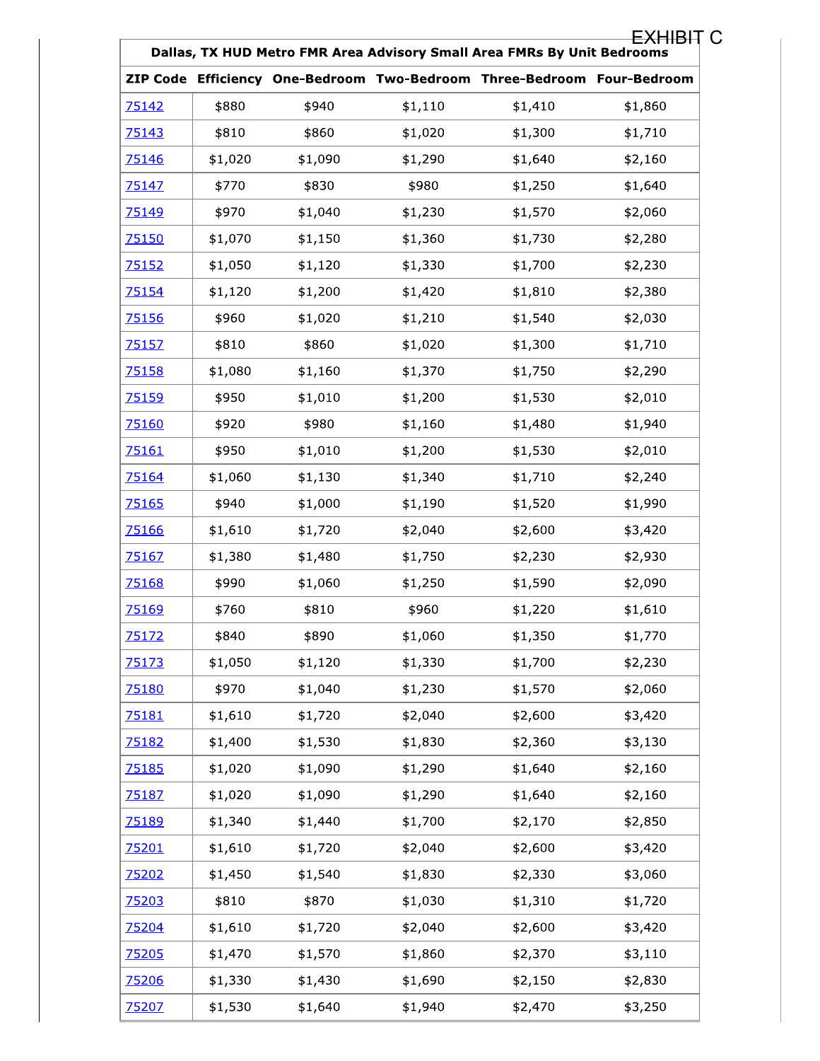EXHIBIT C

| Dallas, TX HUD Metro FMR Area Advisory Small Area FMRs By Unit Bedrooms | | | | | |
|---|---|---|---|---|---|
| **ZIP Code** | **Efficiency** | **One-Bedroom** | **Two-Bedroom** | **Three-Bedroom** | **Four-Bedroom** |
| 75142 | $880 | $940 | $1,110 | $1,410 | $1,860 |
| 75143 | $810 | $860 | $1,020 | $1,300 | $1,710 |
| 75146 | $1,020 | $1,090 | $1,290 | $1,640 | $2,160 |
| 75147 | $770 | $830 | $980 | $1,250 | $1,640 |
| 75149 | $970 | $1,040 | $1,230 | $1,570 | $2,060 |
| 75150 | $1,070 | $1,150 | $1,360 | $1,730 | $2,280 |
| 75152 | $1,050 | $1,120 | $1,330 | $1,700 | $2,230 |
| 75154 | $1,120 | $1,200 | $1,420 | $1,810 | $2,380 |
| 75156 | $960 | $1,020 | $1,210 | $1,540 | $2,030 |
| 75157 | $810 | $860 | $1,020 | $1,300 | $1,710 |
| 75158 | $1,080 | $1,160 | $1,370 | $1,750 | $2,290 |
| 75159 | $950 | $1,010 | $1,200 | $1,530 | $2,010 |
| 75160 | $920 | $980 | $1,160 | $1,480 | $1,940 |
| 75161 | $950 | $1,010 | $1,200 | $1,530 | $2,010 |
| 75164 | $1,060 | $1,130 | $1,340 | $1,710 | $2,240 |
| 75165 | $940 | $1,000 | $1,190 | $1,520 | $1,990 |
| 75166 | $1,610 | $1,720 | $2,040 | $2,600 | $3,420 |
| 75167 | $1,380 | $1,480 | $1,750 | $2,230 | $2,930 |
| 75168 | $990 | $1,060 | $1,250 | $1,590 | $2,090 |
| 75169 | $760 | $810 | $960 | $1,220 | $1,610 |
| 75172 | $840 | $890 | $1,060 | $1,350 | $1,770 |
| 75173 | $1,050 | $1,120 | $1,330 | $1,700 | $2,230 |
| 75180 | $970 | $1,040 | $1,230 | $1,570 | $2,060 |
| 75181 | $1,610 | $1,720 | $2,040 | $2,600 | $3,420 |
| 75182 | $1,400 | $1,530 | $1,830 | $2,360 | $3,130 |
| 75185 | $1,020 | $1,090 | $1,290 | $1,640 | $2,160 |
| 75187 | $1,020 | $1,090 | $1,290 | $1,640 | $2,160 |
| 75189 | $1,340 | $1,440 | $1,700 | $2,170 | $2,850 |
| 75201 | $1,610 | $1,720 | $2,040 | $2,600 | $3,420 |
| 75202 | $1,450 | $1,540 | $1,830 | $2,330 | $3,060 |
| 75203 | $810 | $870 | $1,030 | $1,310 | $1,720 |
| 75204 | $1,610 | $1,720 | $2,040 | $2,600 | $3,420 |
| 75205 | $1,470 | $1,570 | $1,860 | $2,370 | $3,110 |
| 75206 | $1,330 | $1,430 | $1,690 | $2,150 | $2,830 |
| 75207 | $1,530 | $1,640 | $1,940 | $2,470 | $3,250 |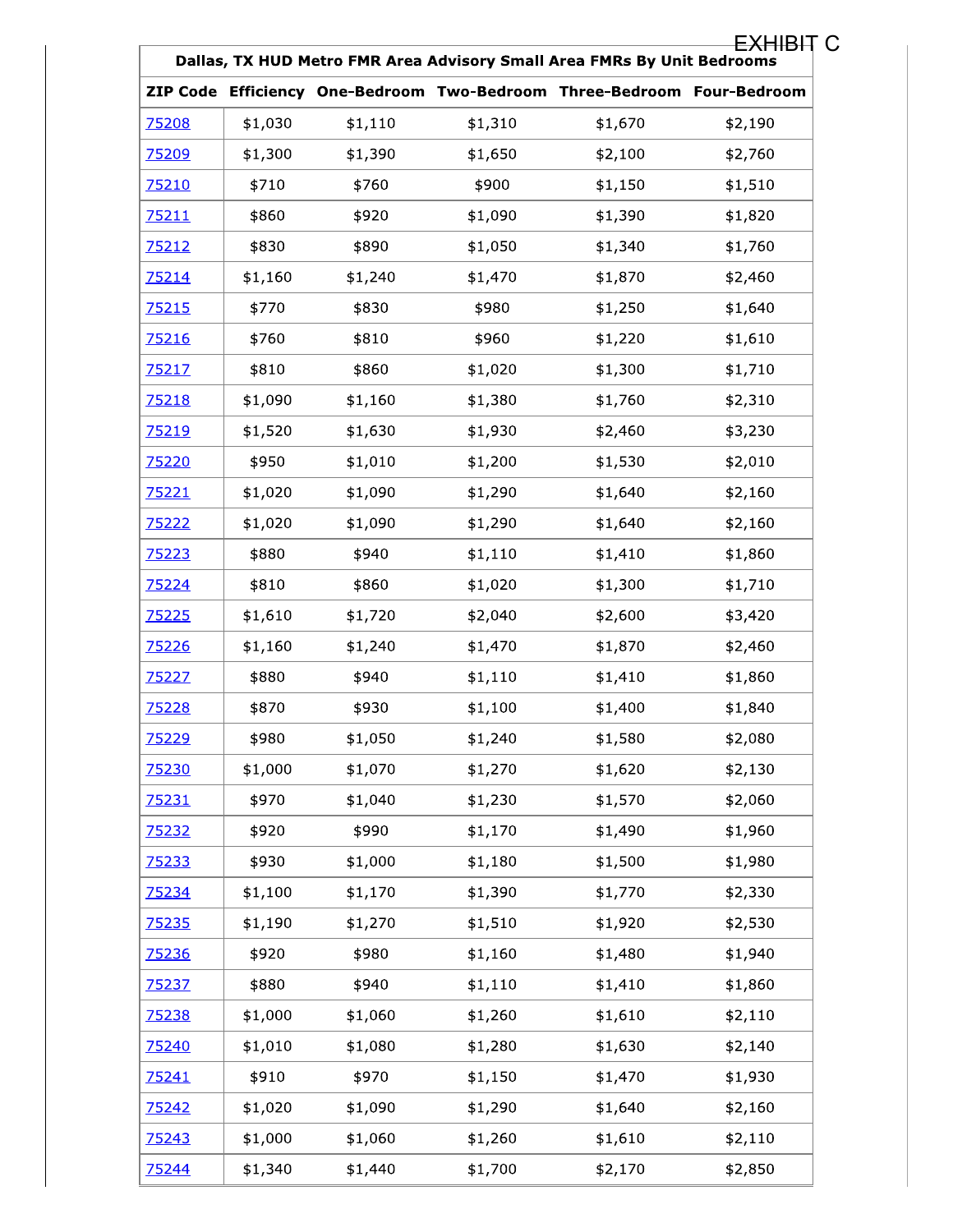EXHIBIT C

| Dallas, TX HUD Metro FMR Area Advisory Small Area FMRs By Unit Bedrooms | | | | | |
|---|---|---|---|---|---|
| **ZIP Code** | **Efficiency** | **One-Bedroom** | **Two-Bedroom** | **Three-Bedroom** | **Four-Bedroom** |
| 75208 | $1,030 | $1,110 | $1,310 | $1,670 | $2,190 |
| 75209 | $1,300 | $1,390 | $1,650 | $2,100 | $2,760 |
| 75210 | $710 | $760 | $900 | $1,150 | $1,510 |
| 75211 | $860 | $920 | $1,090 | $1,390 | $1,820 |
| 75212 | $830 | $890 | $1,050 | $1,340 | $1,760 |
| 75214 | $1,160 | $1,240 | $1,470 | $1,870 | $2,460 |
| 75215 | $770 | $830 | $980 | $1,250 | $1,640 |
| 75216 | $760 | $810 | $960 | $1,220 | $1,610 |
| 75217 | $810 | $860 | $1,020 | $1,300 | $1,710 |
| 75218 | $1,090 | $1,160 | $1,380 | $1,760 | $2,310 |
| 75219 | $1,520 | $1,630 | $1,930 | $2,460 | $3,230 |
| 75220 | $950 | $1,010 | $1,200 | $1,530 | $2,010 |
| 75221 | $1,020 | $1,090 | $1,290 | $1,640 | $2,160 |
| 75222 | $1,020 | $1,090 | $1,290 | $1,640 | $2,160 |
| 75223 | $880 | $940 | $1,110 | $1,410 | $1,860 |
| 75224 | $810 | $860 | $1,020 | $1,300 | $1,710 |
| 75225 | $1,610 | $1,720 | $2,040 | $2,600 | $3,420 |
| 75226 | $1,160 | $1,240 | $1,470 | $1,870 | $2,460 |
| 75227 | $880 | $940 | $1,110 | $1,410 | $1,860 |
| 75228 | $870 | $930 | $1,100 | $1,400 | $1,840 |
| 75229 | $980 | $1,050 | $1,240 | $1,580 | $2,080 |
| 75230 | $1,000 | $1,070 | $1,270 | $1,620 | $2,130 |
| 75231 | $970 | $1,040 | $1,230 | $1,570 | $2,060 |
| 75232 | $920 | $990 | $1,170 | $1,490 | $1,960 |
| 75233 | $930 | $1,000 | $1,180 | $1,500 | $1,980 |
| 75234 | $1,100 | $1,170 | $1,390 | $1,770 | $2,330 |
| 75235 | $1,190 | $1,270 | $1,510 | $1,920 | $2,530 |
| 75236 | $920 | $980 | $1,160 | $1,480 | $1,940 |
| 75237 | $880 | $940 | $1,110 | $1,410 | $1,860 |
| 75238 | $1,000 | $1,060 | $1,260 | $1,610 | $2,110 |
| 75240 | $1,010 | $1,080 | $1,280 | $1,630 | $2,140 |
| 75241 | $910 | $970 | $1,150 | $1,470 | $1,930 |
| 75242 | $1,020 | $1,090 | $1,290 | $1,640 | $2,160 |
| 75243 | $1,000 | $1,060 | $1,260 | $1,610 | $2,110 |
| 75244 | $1,340 | $1,440 | $1,700 | $2,170 | $2,850 |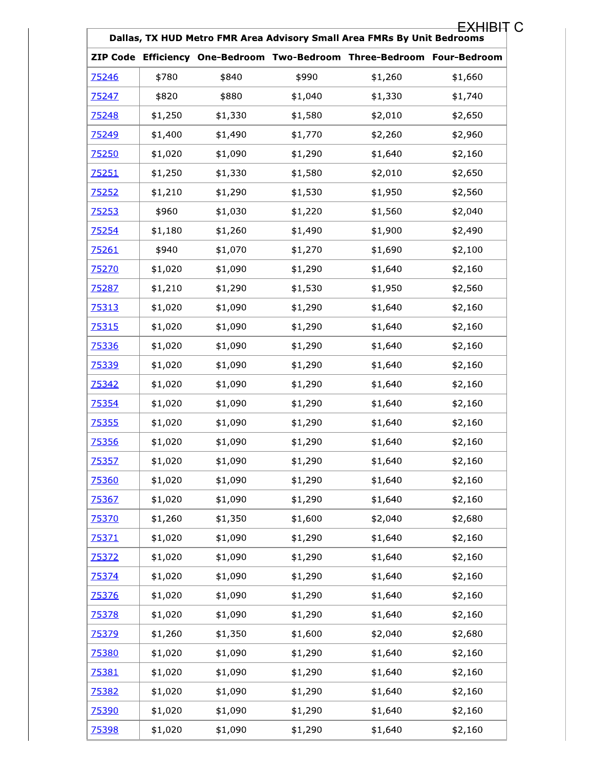EXHIBIT C

| Dallas, TX HUD Metro FMR Area Advisory Small Area FMRs By Unit Bedrooms | | | | | |
|---|---|---|---|---|---|
| ZIP Code | Efficiency | One-Bedroom | Two-Bedroom | Three-Bedroom | Four-Bedroom |
| 75246 | $780 | $840 | $990 | $1,260 | $1,660 |
| 75247 | $820 | $880 | $1,040 | $1,330 | $1,740 |
| 75248 | $1,250 | $1,330 | $1,580 | $2,010 | $2,650 |
| 75249 | $1,400 | $1,490 | $1,770 | $2,260 | $2,960 |
| 75250 | $1,020 | $1,090 | $1,290 | $1,640 | $2,160 |
| 75251 | $1,250 | $1,330 | $1,580 | $2,010 | $2,650 |
| 75252 | $1,210 | $1,290 | $1,530 | $1,950 | $2,560 |
| 75253 | $960 | $1,030 | $1,220 | $1,560 | $2,040 |
| 75254 | $1,180 | $1,260 | $1,490 | $1,900 | $2,490 |
| 75261 | $940 | $1,070 | $1,270 | $1,690 | $2,100 |
| 75270 | $1,020 | $1,090 | $1,290 | $1,640 | $2,160 |
| 75287 | $1,210 | $1,290 | $1,530 | $1,950 | $2,560 |
| 75313 | $1,020 | $1,090 | $1,290 | $1,640 | $2,160 |
| 75315 | $1,020 | $1,090 | $1,290 | $1,640 | $2,160 |
| 75336 | $1,020 | $1,090 | $1,290 | $1,640 | $2,160 |
| 75339 | $1,020 | $1,090 | $1,290 | $1,640 | $2,160 |
| 75342 | $1,020 | $1,090 | $1,290 | $1,640 | $2,160 |
| 75354 | $1,020 | $1,090 | $1,290 | $1,640 | $2,160 |
| 75355 | $1,020 | $1,090 | $1,290 | $1,640 | $2,160 |
| 75356 | $1,020 | $1,090 | $1,290 | $1,640 | $2,160 |
| 75357 | $1,020 | $1,090 | $1,290 | $1,640 | $2,160 |
| 75360 | $1,020 | $1,090 | $1,290 | $1,640 | $2,160 |
| 75367 | $1,020 | $1,090 | $1,290 | $1,640 | $2,160 |
| 75370 | $1,260 | $1,350 | $1,600 | $2,040 | $2,680 |
| 75371 | $1,020 | $1,090 | $1,290 | $1,640 | $2,160 |
| 75372 | $1,020 | $1,090 | $1,290 | $1,640 | $2,160 |
| 75374 | $1,020 | $1,090 | $1,290 | $1,640 | $2,160 |
| 75376 | $1,020 | $1,090 | $1,290 | $1,640 | $2,160 |
| 75378 | $1,020 | $1,090 | $1,290 | $1,640 | $2,160 |
| 75379 | $1,260 | $1,350 | $1,600 | $2,040 | $2,680 |
| 75380 | $1,020 | $1,090 | $1,290 | $1,640 | $2,160 |
| 75381 | $1,020 | $1,090 | $1,290 | $1,640 | $2,160 |
| 75382 | $1,020 | $1,090 | $1,290 | $1,640 | $2,160 |
| 75390 | $1,020 | $1,090 | $1,290 | $1,640 | $2,160 |
| 75398 | $1,020 | $1,090 | $1,290 | $1,640 | $2,160 |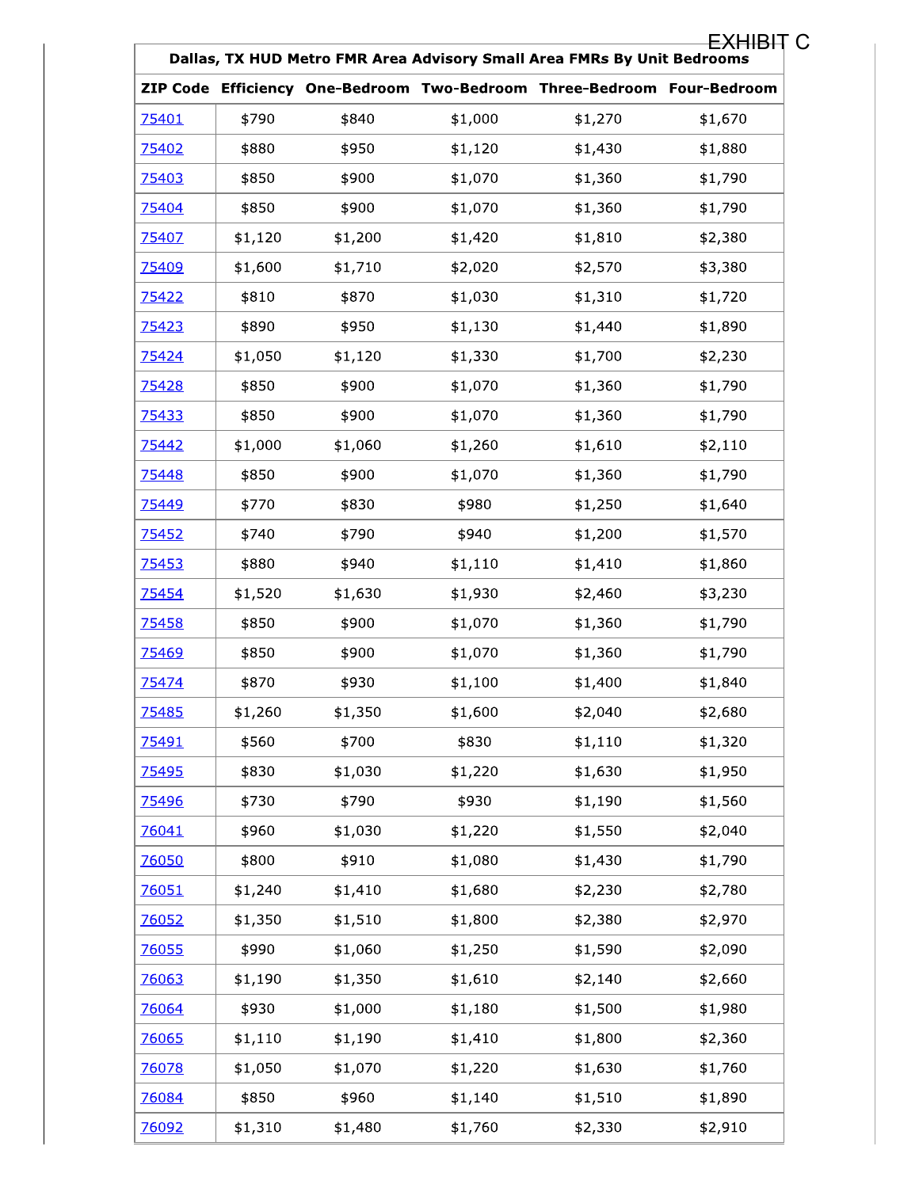EXHIBIT C

| Dallas, TX HUD Metro FMR Area Advisory Small Area FMRs By Unit Bedrooms | | | | | |
|---|---|---|---|---|---|
| ZIP Code | Efficiency | One-Bedroom | Two-Bedroom | Three-Bedroom | Four-Bedroom |
| 75401 | $790 | $840 | $1,000 | $1,270 | $1,670 |
| 75402 | $880 | $950 | $1,120 | $1,430 | $1,880 |
| 75403 | $850 | $900 | $1,070 | $1,360 | $1,790 |
| 75404 | $850 | $900 | $1,070 | $1,360 | $1,790 |
| 75407 | $1,120 | $1,200 | $1,420 | $1,810 | $2,380 |
| 75409 | $1,600 | $1,710 | $2,020 | $2,570 | $3,380 |
| 75422 | $810 | $870 | $1,030 | $1,310 | $1,720 |
| 75423 | $890 | $950 | $1,130 | $1,440 | $1,890 |
| 75424 | $1,050 | $1,120 | $1,330 | $1,700 | $2,230 |
| 75428 | $850 | $900 | $1,070 | $1,360 | $1,790 |
| 75433 | $850 | $900 | $1,070 | $1,360 | $1,790 |
| 75442 | $1,000 | $1,060 | $1,260 | $1,610 | $2,110 |
| 75448 | $850 | $900 | $1,070 | $1,360 | $1,790 |
| 75449 | $770 | $830 | $980 | $1,250 | $1,640 |
| 75452 | $740 | $790 | $940 | $1,200 | $1,570 |
| 75453 | $880 | $940 | $1,110 | $1,410 | $1,860 |
| 75454 | $1,520 | $1,630 | $1,930 | $2,460 | $3,230 |
| 75458 | $850 | $900 | $1,070 | $1,360 | $1,790 |
| 75469 | $850 | $900 | $1,070 | $1,360 | $1,790 |
| 75474 | $870 | $930 | $1,100 | $1,400 | $1,840 |
| 75485 | $1,260 | $1,350 | $1,600 | $2,040 | $2,680 |
| 75491 | $560 | $700 | $830 | $1,110 | $1,320 |
| 75495 | $830 | $1,030 | $1,220 | $1,630 | $1,950 |
| 75496 | $730 | $790 | $930 | $1,190 | $1,560 |
| 76041 | $960 | $1,030 | $1,220 | $1,550 | $2,040 |
| 76050 | $800 | $910 | $1,080 | $1,430 | $1,790 |
| 76051 | $1,240 | $1,410 | $1,680 | $2,230 | $2,780 |
| 76052 | $1,350 | $1,510 | $1,800 | $2,380 | $2,970 |
| 76055 | $990 | $1,060 | $1,250 | $1,590 | $2,090 |
| 76063 | $1,190 | $1,350 | $1,610 | $2,140 | $2,660 |
| 76064 | $930 | $1,000 | $1,180 | $1,500 | $1,980 |
| 76065 | $1,110 | $1,190 | $1,410 | $1,800 | $2,360 |
| 76078 | $1,050 | $1,070 | $1,220 | $1,630 | $1,760 |
| 76084 | $850 | $960 | $1,140 | $1,510 | $1,890 |
| 76092 | $1,310 | $1,480 | $1,760 | $2,330 | $2,910 |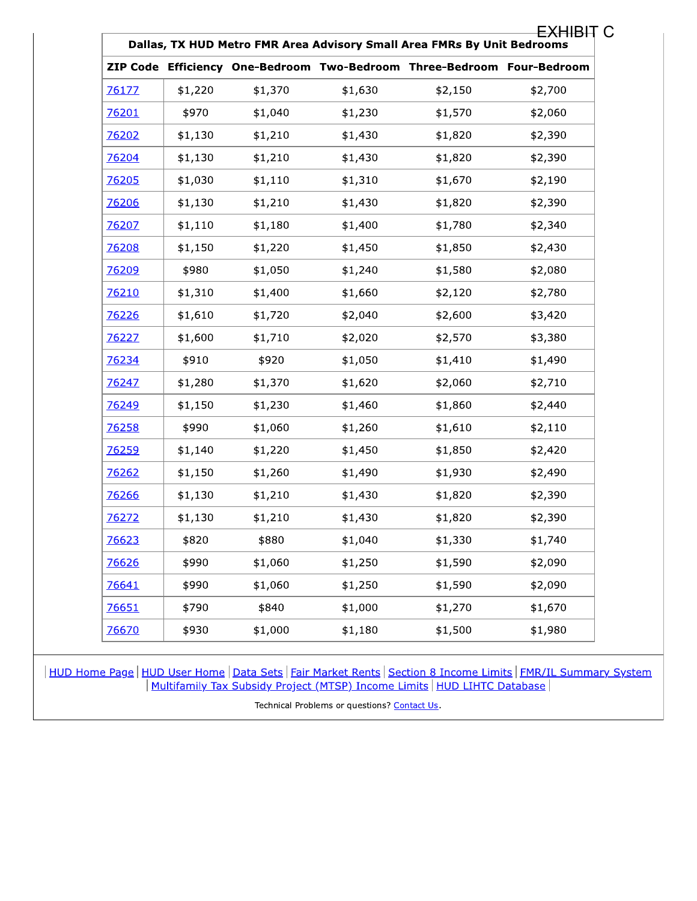EXHIBIT C

| Dallas, TX HUD Metro FMR Area Advisory Small Area FMRs By Unit Bedrooms | | | | | |
|---|---|---|---|---|---|
| ZIP Code | Efficiency | One-Bedroom | Two-Bedroom | Three-Bedroom | Four-Bedroom |
| 76177 | $1,220 | $1,370 | $1,630 | $2,150 | $2,700 |
| 76201 | $970 | $1,040 | $1,230 | $1,570 | $2,060 |
| 76202 | $1,130 | $1,210 | $1,430 | $1,820 | $2,390 |
| 76204 | $1,130 | $1,210 | $1,430 | $1,820 | $2,390 |
| 76205 | $1,030 | $1,110 | $1,310 | $1,670 | $2,190 |
| 76206 | $1,130 | $1,210 | $1,430 | $1,820 | $2,390 |
| 76207 | $1,110 | $1,180 | $1,400 | $1,780 | $2,340 |
| 76208 | $1,150 | $1,220 | $1,450 | $1,850 | $2,430 |
| 76209 | $980 | $1,050 | $1,240 | $1,580 | $2,080 |
| 76210 | $1,310 | $1,400 | $1,660 | $2,120 | $2,780 |
| 76226 | $1,610 | $1,720 | $2,040 | $2,600 | $3,420 |
| 76227 | $1,600 | $1,710 | $2,020 | $2,570 | $3,380 |
| 76234 | $910 | $920 | $1,050 | $1,410 | $1,490 |
| 76247 | $1,280 | $1,370 | $1,620 | $2,060 | $2,710 |
| 76249 | $1,150 | $1,230 | $1,460 | $1,860 | $2,440 |
| 76258 | $990 | $1,060 | $1,260 | $1,610 | $2,110 |
| 76259 | $1,140 | $1,220 | $1,450 | $1,850 | $2,420 |
| 76262 | $1,150 | $1,260 | $1,490 | $1,930 | $2,490 |
| 76266 | $1,130 | $1,210 | $1,430 | $1,820 | $2,390 |
| 76272 | $1,130 | $1,210 | $1,430 | $1,820 | $2,390 |
| 76623 | $820 | $880 | $1,040 | $1,330 | $1,740 |
| 76626 | $990 | $1,060 | $1,250 | $1,590 | $2,090 |
| 76641 | $990 | $1,060 | $1,250 | $1,590 | $2,090 |
| 76651 | $790 | $840 | $1,000 | $1,270 | $1,670 |
| 76670 | $930 | $1,000 | $1,180 | $1,500 | $1,980 |

| HUD Home Page | HUD User Home | Data Sets | Fair Market Rents | Section 8 Income Limits | FMR/IL Summary System | Multifamily Tax Subsidy Project (MTSP) Income Limits | HUD LIHTC Database |

Technical Problems or questions? Contact Us.